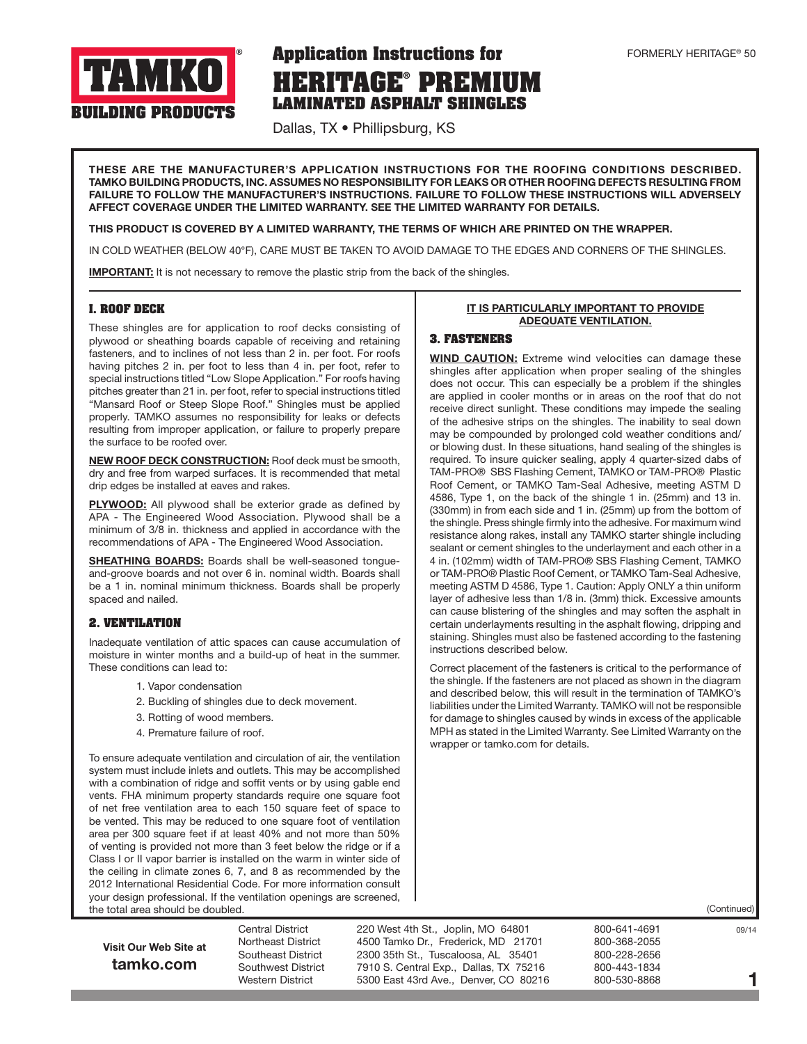TAMKO® BUILDING PRODUCTS

FORMERLY HERITAGE® 50

# Application Instructions for HERITAGE® PREMIUM LAMINATED ASPHALT SHINGLES

Dallas, TX • Phillipsburg, KS

**THESE ARE THE MANUFACTURER'S APPLICATION INSTRUCTIONS FOR THE ROOFING CONDITIONS DESCRIBED. TAMKO BUILDING PRODUCTS, INC. ASSUMES NO RESPONSIBILITY FOR LEAKS OR OTHER ROOFING DEFECTS RESULTING FROM FAILURE TO FOLLOW THE MANUFACTURER'S INSTRUCTIONS. FAILURE TO FOLLOW THESE INSTRUCTIONS WILL ADVERSELY AFFECT COVERAGE UNDER THE LIMITED WARRANTY. SEE THE LIMITED WARRANTY FOR DETAILS.**

**THIS PRODUCT IS COVERED BY A LIMITED WARRANTY, THE TERMS OF WHICH ARE PRINTED ON THE WRAPPER.**

IN COLD WEATHER (BELOW 40°F), CARE MUST BE TAKEN TO AVOID DAMAGE TO THE EDGES AND CORNERS OF THE SHINGLES.

**IMPORTANT:** It is not necessary to remove the plastic strip from the back of the shingles.

## 1. ROOF DECK

These shingles are for application to roof decks consisting of plywood or sheathing boards capable of receiving and retaining fasteners, and to inclines of not less than 2 in. per foot. For roofs having pitches 2 in. per foot to less than 4 in. per foot, refer to special instructions titled "Low Slope Application." For roofs having pitches greater than 21 in. per foot, refer to special instructions titled "Mansard Roof or Steep Slope Roof." Shingles must be applied properly. TAMKO assumes no responsibility for leaks or defects resulting from improper application, or failure to properly prepare the surface to be roofed over.

**NEW ROOF DECK CONSTRUCTION:** Roof deck must be smooth, dry and free from warped surfaces. It is recommended that metal drip edges be installed at eaves and rakes.

**PLYWOOD:** All plywood shall be exterior grade as defined by APA - The Engineered Wood Association. Plywood shall be a minimum of 3/8 in. thickness and applied in accordance with the recommendations of APA - The Engineered Wood Association.

**SHEATHING BOARDS:** Boards shall be well-seasoned tongue-and-groove boards and not over 6 in. nominal width. Boards shall be a 1 in. nominal minimum thickness. Boards shall be properly spaced and nailed.

## 2. VENTILATION

Inadequate ventilation of attic spaces can cause accumulation of moisture in winter months and a build-up of heat in the summer. These conditions can lead to:

1. Vapor condensation
2. Buckling of shingles due to deck movement.
3. Rotting of wood members.
4. Premature failure of roof.

To ensure adequate ventilation and circulation of air, the ventilation system must include inlets and outlets. This may be accomplished with a combination of ridge and soffit vents or by using gable end vents. FHA minimum property standards require one square foot of net free ventilation area to each 150 square feet of space to be vented. This may be reduced to one square foot of ventilation area per 300 square feet if at least 40% and not more than 50% of venting is provided not more than 3 feet below the ridge or if a Class I or II vapor barrier is installed on the warm in winter side of the ceiling in climate zones 6, 7, and 8 as recommended by the 2012 International Residential Code. For more information consult your design professional. If the ventilation openings are screened, the total area should be doubled.

**IT IS PARTICULARLY IMPORTANT TO PROVIDE ADEQUATE VENTILATION.**

## 3. FASTENERS

**WIND CAUTION:** Extreme wind velocities can damage these shingles after application when proper sealing of the shingles does not occur. This can especially be a problem if the shingles are applied in cooler months or in areas on the roof that do not receive direct sunlight. These conditions may impede the sealing of the adhesive strips on the shingles. The inability to seal down may be compounded by prolonged cold weather conditions and/or blowing dust. In these situations, hand sealing of the shingles is required. To insure quicker sealing, apply 4 quarter-sized dabs of TAM-PRO® SBS Flashing Cement, TAMKO or TAM-PRO® Plastic Roof Cement, or TAMKO Tam-Seal Adhesive, meeting ASTM D 4586, Type 1, on the back of the shingle 1 in. (25mm) and 13 in. (330mm) in from each side and 1 in. (25mm) up from the bottom of the shingle. Press shingle firmly into the adhesive. For maximum wind resistance along rakes, install any TAMKO starter shingle including sealant or cement shingles to the underlayment and each other in a 4 in. (102mm) width of TAM-PRO® SBS Flashing Cement, TAMKO or TAM-PRO® Plastic Roof Cement, or TAMKO Tam-Seal Adhesive, meeting ASTM D 4586, Type 1. Caution: Apply ONLY a thin uniform layer of adhesive less than 1/8 in. (3mm) thick. Excessive amounts can cause blistering of the shingles and may soften the asphalt in certain underlayments resulting in the asphalt flowing, dripping and staining. Shingles must also be fastened according to the fastening instructions described below.

Correct placement of the fasteners is critical to the performance of the shingle. If the fasteners are not placed as shown in the diagram and described below, this will result in the termination of TAMKO's liabilities under the Limited Warranty. TAMKO will not be responsible for damage to shingles caused by winds in excess of the applicable MPH as stated in the Limited Warranty. See Limited Warranty on the wrapper or tamko.com for details.

(Continued)

**Visit Our Web Site at tamko.com**

| | | |
|---|---|---|
| Central District | 220 West 4th St., Joplin, MO 64801 | 800-641-4691 |
| Northeast District | 4500 Tamko Dr., Frederick, MD 21701 | 800-368-2055 |
| Southeast District | 2300 35th St., Tuscaloosa, AL 35401 | 800-228-2656 |
| Southwest District | 7910 S. Central Exp., Dallas, TX 75216 | 800-443-1834 |
| Western District | 5300 East 43rd Ave., Denver, CO 80216 | 800-530-8868 |

09/14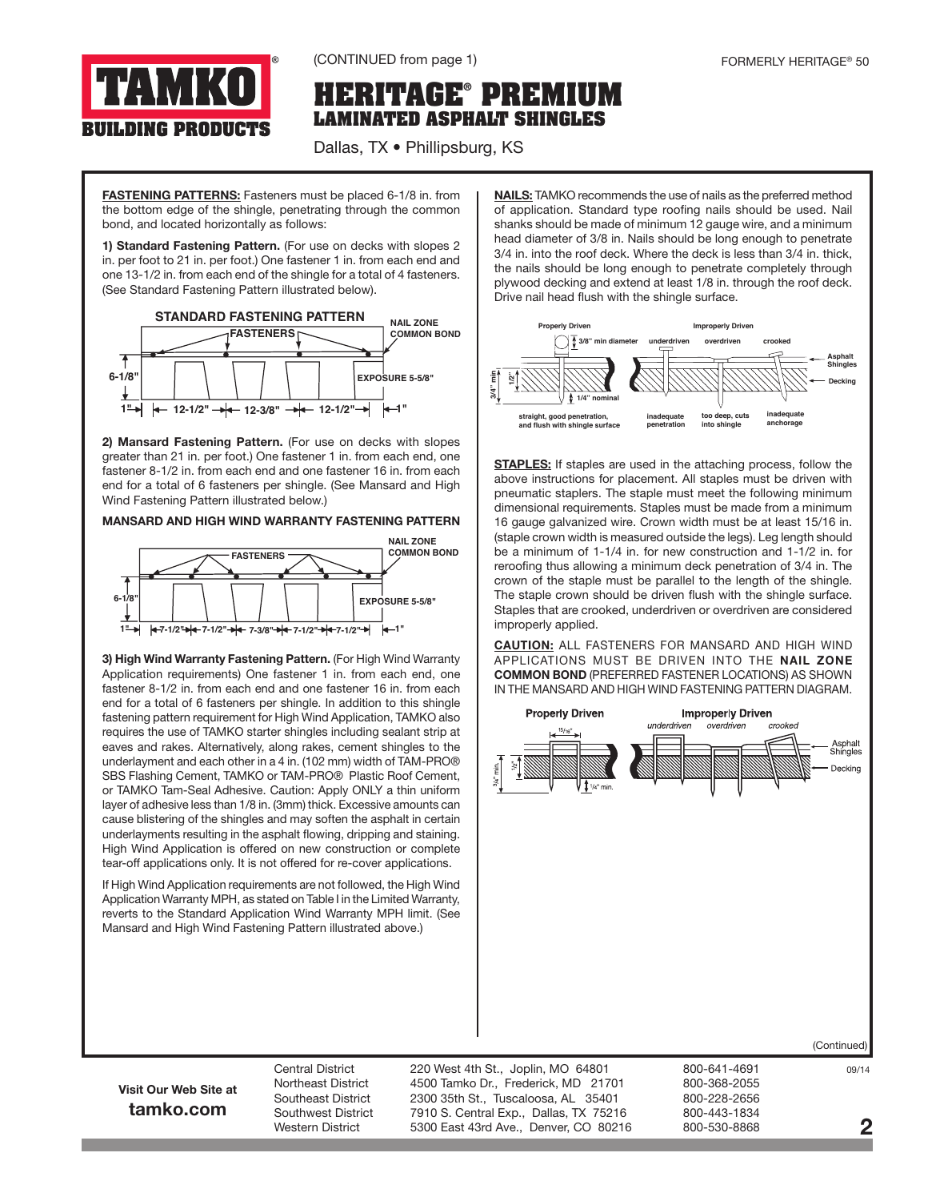(CONTINUED from page 1)

FORMERLY HERITAGE® 50

# HERITAGE® PREMIUM
## LAMINATED ASPHALT SHINGLES

Dallas, TX • Phillipsburg, KS

**FASTENING PATTERNS:** Fasteners must be placed 6-1/8 in. from the bottom edge of the shingle, penetrating through the common bond, and located horizontally as follows:

**1) Standard Fastening Pattern.** (For use on decks with slopes 2 in. per foot to 21 in. per foot.) One fastener 1 in. from each end and one 13-1/2 in. from each end of the shingle for a total of 4 fasteners. (See Standard Fastening Pattern illustrated below).

**STANDARD FASTENING PATTERN**

FASTENERS — NAIL ZONE COMMON BOND — 6-1/8" — EXPOSURE 5-5/8" — 1" — 12-1/2" — 12-3/8" — 12-1/2" — 1"

**2) Mansard Fastening Pattern.** (For use on decks with slopes greater than 21 in. per foot.) One fastener 1 in. from each end, one fastener 8-1/2 in. from each end and one fastener 16 in. from each end for a total of 6 fasteners per shingle. (See Mansard and High Wind Fastening Pattern illustrated below.)

**MANSARD AND HIGH WIND WARRANTY FASTENING PATTERN**

FASTENERS — NAIL ZONE COMMON BOND — 6-1/8" — EXPOSURE 5-5/8" — 1" — 7-1/2" — 7-1/2" — 7-3/8" — 7-1/2" — 7-1/2" — 1"

**3) High Wind Warranty Fastening Pattern.** (For High Wind Warranty Application requirements) One fastener 1 in. from each end, one fastener 8-1/2 in. from each end and one fastener 16 in. from each end for a total of 6 fasteners per shingle. In addition to this shingle fastening pattern requirement for High Wind Application, TAMKO also requires the use of TAMKO starter shingles including sealant strip at eaves and rakes. Alternatively, along rakes, cement shingles to the underlayment and each other in a 4 in. (102 mm) width of TAM-PRO® SBS Flashing Cement, TAMKO or TAM-PRO® Plastic Roof Cement, or TAMKO Tam-Seal Adhesive. Caution: Apply ONLY a thin uniform layer of adhesive less than 1/8 in. (3mm) thick. Excessive amounts can cause blistering of the shingles and may soften the asphalt in certain underlayments resulting in the asphalt flowing, dripping and staining. High Wind Application is offered on new construction or complete tear-off applications only. It is not offered for re-cover applications.

If High Wind Application requirements are not followed, the High Wind Application Warranty MPH, as stated on Table I in the Limited Warranty, reverts to the Standard Application Wind Warranty MPH limit. (See Mansard and High Wind Fastening Pattern illustrated above.)

**NAILS:** TAMKO recommends the use of nails as the preferred method of application. Standard type roofing nails should be used. Nail shanks should be made of minimum 12 gauge wire, and a minimum head diameter of 3/8 in. Nails should be long enough to penetrate 3/4 in. into the roof deck. Where the deck is less than 3/4 in. thick, the nails should be long enough to penetrate completely through plywood decking and extend at least 1/8 in. through the roof deck. Drive nail head flush with the shingle surface.

Properly Driven: 3/8" min diameter; 3/4" min; 1/2"; 1/4" nominal — straight, good penetration, and flush with shingle surface
Improperly Driven: underdriven — inadequate penetration; overdriven — too deep, cuts into shingle; crooked — inadequate anchorage
Asphalt Shingles — Decking

**STAPLES:** If staples are used in the attaching process, follow the above instructions for placement. All staples must be driven with pneumatic staplers. The staple must meet the following minimum dimensional requirements. Staples must be made from a minimum 16 gauge galvanized wire. Crown width must be at least 15/16 in. (staple crown width is measured outside the legs). Leg length should be a minimum of 1-1/4 in. for new construction and 1-1/2 in. for reroofing thus allowing a minimum deck penetration of 3/4 in. The crown of the staple must be parallel to the length of the shingle. The staple crown should be driven flush with the shingle surface. Staples that are crooked, underdriven or overdriven are considered improperly applied.

**CAUTION:** ALL FASTENERS FOR MANSARD AND HIGH WIND APPLICATIONS MUST BE DRIVEN INTO THE **NAIL ZONE COMMON BOND** (PREFERRED FASTENER LOCATIONS) AS SHOWN IN THE MANSARD AND HIGH WIND FASTENING PATTERN DIAGRAM.

Properly Driven: 15/16"; 3/4" min.; 1/2"; 1/4" min.
Improperly Driven: *underdriven*, *overdriven*, *crooked*
Asphalt Shingles — Decking

(Continued)

**Visit Our Web Site at tamko.com**

| | | |
|---|---|---|
| Central District | 220 West 4th St., Joplin, MO 64801 | 800-641-4691 |
| Northeast District | 4500 Tamko Dr., Frederick, MD 21701 | 800-368-2055 |
| Southeast District | 2300 35th St., Tuscaloosa, AL 35401 | 800-228-2656 |
| Southwest District | 7910 S. Central Exp., Dallas, TX 75216 | 800-443-1834 |
| Western District | 5300 East 43rd Ave., Denver, CO 80216 | 800-530-8868 |

09/14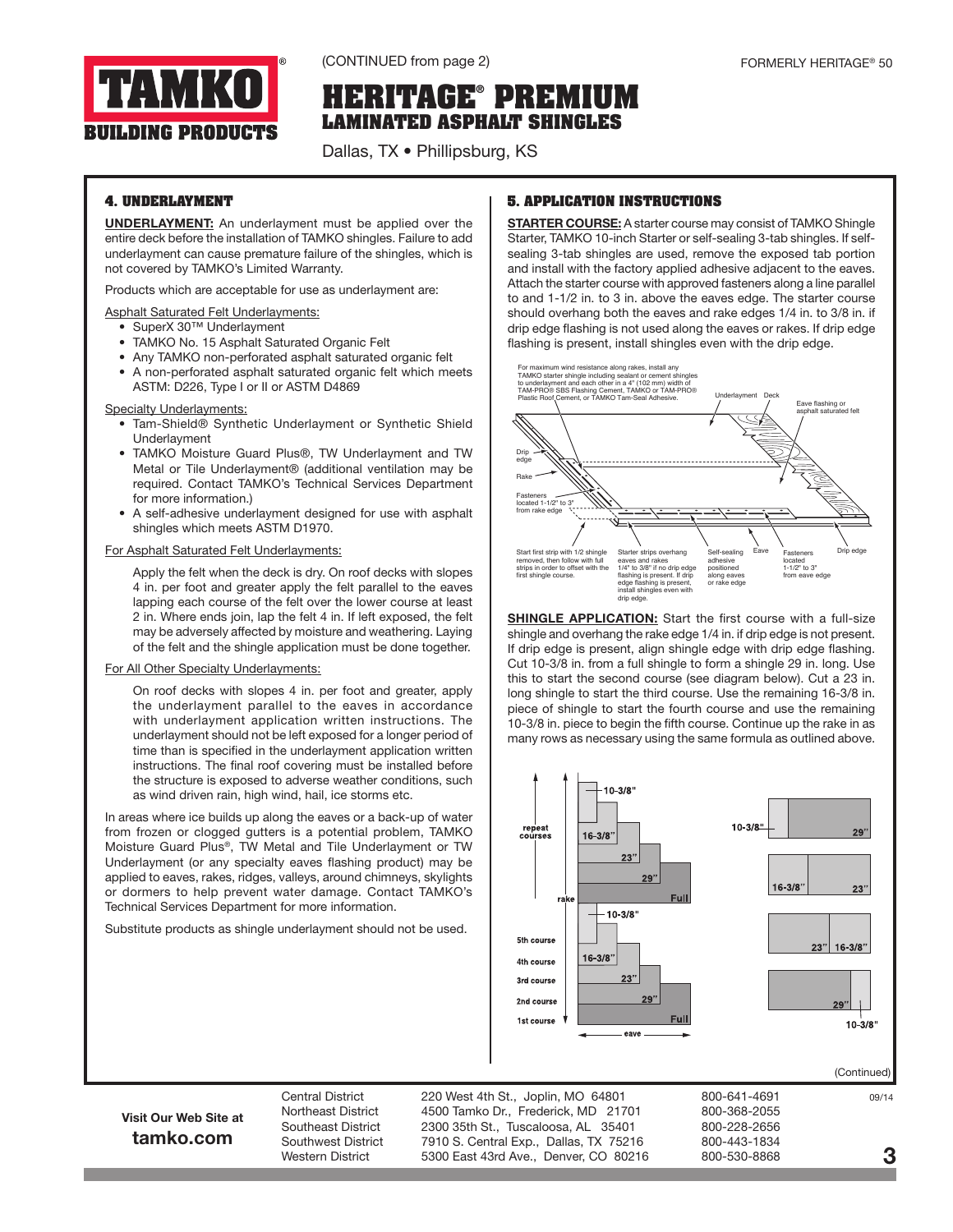(CONTINUED from page 2)

# HERITAGE® PREMIUM
## LAMINATED ASPHALT SHINGLES

Dallas, TX • Phillipsburg, KS

### 4. UNDERLAYMENT

**UNDERLAYMENT:** An underlayment must be applied over the entire deck before the installation of TAMKO shingles. Failure to add underlayment can cause premature failure of the shingles, which is not covered by TAMKO's Limited Warranty.

Products which are acceptable for use as underlayment are:

Asphalt Saturated Felt Underlayments:

- SuperX 30™ Underlayment
- TAMKO No. 15 Asphalt Saturated Organic Felt
- Any TAMKO non-perforated asphalt saturated organic felt
- A non-perforated asphalt saturated organic felt which meets ASTM: D226, Type I or II or ASTM D4869

Specialty Underlayments:

- Tam-Shield® Synthetic Underlayment or Synthetic Shield Underlayment
- TAMKO Moisture Guard Plus®, TW Underlayment and TW Metal or Tile Underlayment® (additional ventilation may be required. Contact TAMKO's Technical Services Department for more information.)
- A self-adhesive underlayment designed for use with asphalt shingles which meets ASTM D1970.

For Asphalt Saturated Felt Underlayments:

Apply the felt when the deck is dry. On roof decks with slopes 4 in. per foot and greater apply the felt parallel to the eaves lapping each course of the felt over the lower course at least 2 in. Where ends join, lap the felt 4 in. If left exposed, the felt may be adversely affected by moisture and weathering. Laying of the felt and the shingle application must be done together.

For All Other Specialty Underlayments:

On roof decks with slopes 4 in. per foot and greater, apply the underlayment parallel to the eaves in accordance with underlayment application written instructions. The underlayment should not be left exposed for a longer period of time than is specified in the underlayment application written instructions. The final roof covering must be installed before the structure is exposed to adverse weather conditions, such as wind driven rain, high wind, hail, ice storms etc.

In areas where ice builds up along the eaves or a back-up of water from frozen or clogged gutters is a potential problem, TAMKO Moisture Guard Plus®, TW Metal and Tile Underlayment or TW Underlayment (or any specialty eaves flashing product) may be applied to eaves, rakes, ridges, valleys, around chimneys, skylights or dormers to help prevent water damage. Contact TAMKO's Technical Services Department for more information.

Substitute products as shingle underlayment should not be used.

### 5. APPLICATION INSTRUCTIONS

**STARTER COURSE:** A starter course may consist of TAMKO Shingle Starter, TAMKO 10-inch Starter or self-sealing 3-tab shingles. If self-sealing 3-tab shingles are used, remove the exposed tab portion and install with the factory applied adhesive adjacent to the eaves. Attach the starter course with approved fasteners along a line parallel to and 1-1/2 in. to 3 in. above the eaves edge. The starter course should overhang both the eaves and rake edges 1/4 in. to 3/8 in. if drip edge flashing is not used along the eaves or rakes. If drip edge flashing is present, install shingles even with the drip edge.

For maximum wind resistance along rakes, install any TAMKO starter shingle including sealant or cement shingles to underlayment and each other in a 4" (102 mm) width of TAM-PRO® SBS Flashing Cement, TAMKO or TAM-PRO® Plastic Roof Cement, or TAMKO Tam-Seal Adhesive.

Underlayment · Deck · Eave flashing or asphalt saturated felt · Drip edge · Rake · Fasteners located 1-1/2" to 3" from rake edge

Start first strip with 1/2 shingle removed, then follow with full strips in order to offset with the first shingle course. · Starter strips overhang eaves and rakes 1/4" to 3/8" if no drip edge flashing is present. If drip edge flashing is present, install shingles even with drip edge. · Self-sealing adhesive positioned along eaves or rake edge · Eave · Fasteners located 1-1/2" to 3" from eave edge · Drip edge

**SHINGLE APPLICATION:** Start the first course with a full-size shingle and overhang the rake edge 1/4 in. if drip edge is not present. If drip edge is present, align shingle edge with drip edge flashing. Cut 10-3/8 in. from a full shingle to form a shingle 29 in. long. Use this to start the second course (see diagram below). Cut a 23 in. long shingle to start the third course. Use the remaining 16-3/8 in. piece of shingle to start the fourth course and use the remaining 10-3/8 in. piece to begin the fifth course. Continue up the rake in as many rows as necessary using the same formula as outlined above.

repeat courses · rake · 5th course: 10-3/8" · 4th course: 16-3/8" · 3rd course: 23" · 2nd course: 29" · 1st course: Full · eave

10-3/8" | 29" · 16-3/8" | 23" · 23" | 16-3/8" · 29" | 10-3/8"

(Continued)

09/14

**Visit Our Web Site at tamko.com**

| | | |
|---|---|---|
| Central District | 220 West 4th St., Joplin, MO 64801 | 800-641-4691 |
| Northeast District | 4500 Tamko Dr., Frederick, MD 21701 | 800-368-2055 |
| Southeast District | 2300 35th St., Tuscaloosa, AL 35401 | 800-228-2656 |
| Southwest District | 7910 S. Central Exp., Dallas, TX 75216 | 800-443-1834 |
| Western District | 5300 East 43rd Ave., Denver, CO 80216 | 800-530-8868 |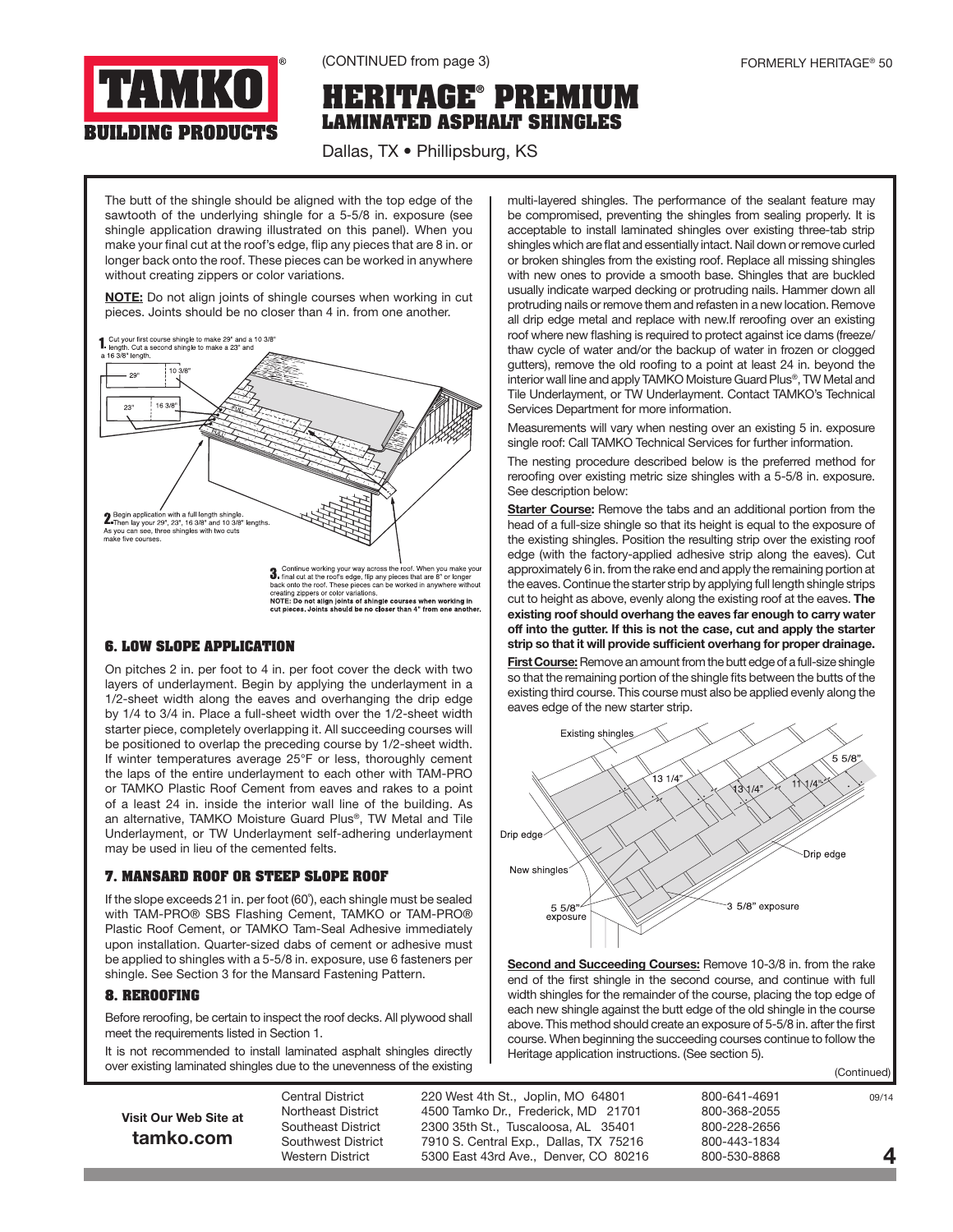(CONTINUED from page 3)

FORMERLY HERITAGE® 50

# HERITAGE® PREMIUM
## LAMINATED ASPHALT SHINGLES

Dallas, TX • Phillipsburg, KS

The butt of the shingle should be aligned with the top edge of the sawtooth of the underlying shingle for a 5-5/8 in. exposure (see shingle application drawing illustrated on this panel). When you make your final cut at the roof's edge, flip any pieces that are 8 in. or longer back onto the roof. These pieces can be worked in anywhere without creating zippers or color variations.

**NOTE:** Do not align joints of shingle courses when working in cut pieces. Joints should be no closer than 4 in. from one another.

1. Cut your first course shingle to make 29" and a 10 3/8" length. Cut a second shingle to make a 23" and a 16 3/8" length.

2. Begin application with a full length shingle. Then lay your 29", 23", 16 3/8" and 10 3/8" lengths. As you can see, three shingles with two cuts make five courses.

3. Continue working your way across the roof. When you make your final cut at the roof's edge, flip any pieces that are 8" or longer back onto the roof. These pieces can be worked in anywhere without creating zippers or color variations.
**NOTE: Do not align joints of shingle courses when working in cut pieces. Joints should be no closer than 4" from one another.**

### 6. LOW SLOPE APPLICATION

On pitches 2 in. per foot to 4 in. per foot cover the deck with two layers of underlayment. Begin by applying the underlayment in a 1/2-sheet width along the eaves and overhanging the drip edge by 1/4 to 3/4 in. Place a full-sheet width over the 1/2-sheet width starter piece, completely overlapping it. All succeeding courses will be positioned to overlap the preceding course by 1/2-sheet width. If winter temperatures average 25°F or less, thoroughly cement the laps of the entire underlayment to each other with TAM-PRO or TAMKO Plastic Roof Cement from eaves and rakes to a point of a least 24 in. inside the interior wall line of the building. As an alternative, TAMKO Moisture Guard Plus®, TW Metal and Tile Underlayment, or TW Underlayment self-adhering underlayment may be used in lieu of the cemented felts.

### 7. MANSARD ROOF OR STEEP SLOPE ROOF

If the slope exceeds 21 in. per foot (60°), each shingle must be sealed with TAM-PRO® SBS Flashing Cement, TAMKO or TAM-PRO® Plastic Roof Cement, or TAMKO Tam-Seal Adhesive immediately upon installation. Quarter-sized dabs of cement or adhesive must be applied to shingles with a 5-5/8 in. exposure, use 6 fasteners per shingle. See Section 3 for the Mansard Fastening Pattern.

### 8. REROOFING

Before reroofing, be certain to inspect the roof decks. All plywood shall meet the requirements listed in Section 1.

It is not recommended to install laminated asphalt shingles directly over existing laminated shingles due to the unevenness of the existing multi-layered shingles. The performance of the sealant feature may be compromised, preventing the shingles from sealing properly. It is acceptable to install laminated shingles over existing three-tab strip shingles which are flat and essentially intact. Nail down or remove curled or broken shingles from the existing roof. Replace all missing shingles with new ones to provide a smooth base. Shingles that are buckled usually indicate warped decking or protruding nails. Hammer down all protruding nails or remove them and refasten in a new location. Remove all drip edge metal and replace with new.If reroofing over an existing roof where new flashing is required to protect against ice dams (freeze/thaw cycle of water and/or the backup of water in frozen or clogged gutters), remove the old roofing to a point at least 24 in. beyond the interior wall line and apply TAMKO Moisture Guard Plus®, TW Metal and Tile Underlayment, or TW Underlayment. Contact TAMKO's Technical Services Department for more information.

Measurements will vary when nesting over an existing 5 in. exposure single roof: Call TAMKO Technical Services for further information.

The nesting procedure described below is the preferred method for reroofing over existing metric size shingles with a 5-5/8 in. exposure. See description below:

**Starter Course:** Remove the tabs and an additional portion from the head of a full-size shingle so that its height is equal to the exposure of the existing shingles. Position the resulting strip over the existing roof edge (with the factory-applied adhesive strip along the eaves). Cut approximately 6 in. from the rake end and apply the remaining portion at the eaves. Continue the starter strip by applying full length shingle strips cut to height as above, evenly along the existing roof at the eaves. **The existing roof should overhang the eaves far enough to carry water off into the gutter. If this is not the case, cut and apply the starter strip so that it will provide sufficient overhang for proper drainage.**

**First Course:** Remove an amount from the butt edge of a full-size shingle so that the remaining portion of the shingle fits between the butts of the existing third course. This course must also be applied evenly along the eaves edge of the new starter strip.

Existing shingles; 13 1/4"; 13 1/4"; 11 1/4"; 5 5/8"; Drip edge; Drip edge; New shingles; 5 5/8" exposure; 3 5/8" exposure

**Second and Succeeding Courses:** Remove 10-3/8 in. from the rake end of the first shingle in the second course, and continue with full width shingles for the remainder of the course, placing the top edge of each new shingle against the butt edge of the old shingle in the course above. This method should create an exposure of 5-5/8 in. after the first course. When beginning the succeeding courses continue to follow the Heritage application instructions. (See section 5).

(Continued)

**Visit Our Web Site at tamko.com**

| | | |
|---|---|---|
| Central District | 220 West 4th St., Joplin, MO 64801 | 800-641-4691 |
| Northeast District | 4500 Tamko Dr., Frederick, MD 21701 | 800-368-2055 |
| Southeast District | 2300 35th St., Tuscaloosa, AL 35401 | 800-228-2656 |
| Southwest District | 7910 S. Central Exp., Dallas, TX 75216 | 800-443-1834 |
| Western District | 5300 East 43rd Ave., Denver, CO 80216 | 800-530-8868 |

09/14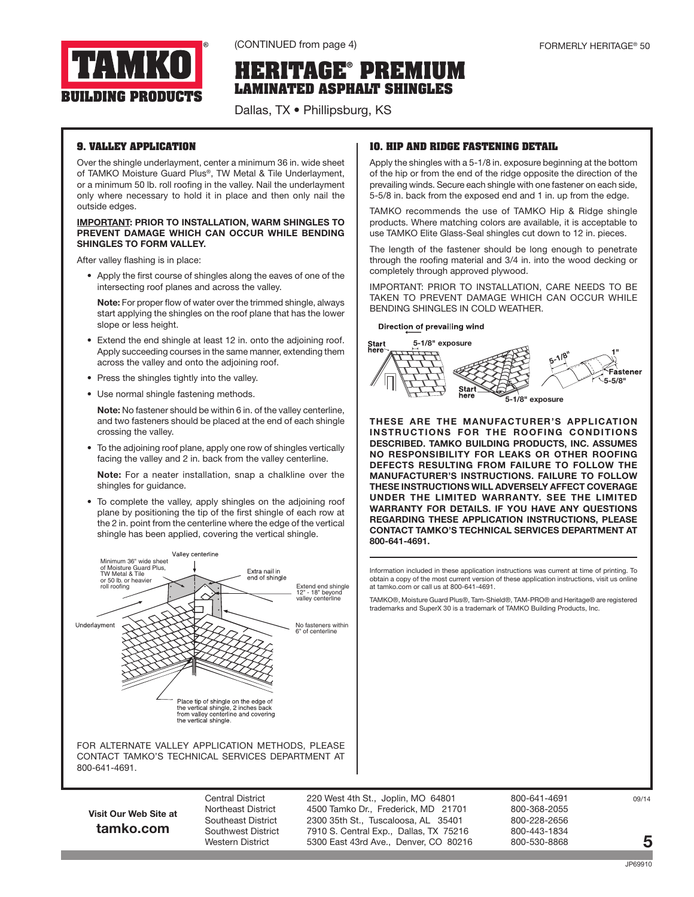(CONTINUED from page 4)

# HERITAGE® PREMIUM
## LAMINATED ASPHALT SHINGLES

Dallas, TX • Phillipsburg, KS

### 9. VALLEY APPLICATION

Over the shingle underlayment, center a minimum 36 in. wide sheet of TAMKO Moisture Guard Plus®, TW Metal & Tile Underlayment, or a minimum 50 lb. roll roofing in the valley. Nail the underlayment only where necessary to hold it in place and then only nail the outside edges.

**IMPORTANT: PRIOR TO INSTALLATION, WARM SHINGLES TO PREVENT DAMAGE WHICH CAN OCCUR WHILE BENDING SHINGLES TO FORM VALLEY.**

After valley flashing is in place:

- Apply the first course of shingles along the eaves of one of the intersecting roof planes and across the valley.

  **Note:** For proper flow of water over the trimmed shingle, always start applying the shingles on the roof plane that has the lower slope or less height.

- Extend the end shingle at least 12 in. onto the adjoining roof. Apply succeeding courses in the same manner, extending them across the valley and onto the adjoining roof.
- Press the shingles tightly into the valley.
- Use normal shingle fastening methods.

  **Note:** No fastener should be within 6 in. of the valley centerline, and two fasteners should be placed at the end of each shingle crossing the valley.

- To the adjoining roof plane, apply one row of shingles vertically facing the valley and 2 in. back from the valley centerline.

  **Note:** For a neater installation, snap a chalkline over the shingles for guidance.

- To complete the valley, apply shingles on the adjoining roof plane by positioning the tip of the first shingle of each row at the 2 in. point from the centerline where the edge of the vertical shingle has been applied, covering the vertical shingle.

Valley centerline

Minimum 36" wide sheet of Moisture Guard Plus, TW Metal & Tile or 50 lb. or heavier roll roofing

Extra nail in end of shingle

Extend end shingle 12" - 18" beyond valley centerline

Underlayment

No fasteners within 6" of centerline

Place tip of shingle on the edge of the vertical shingle, 2 inches back from valley centerline and covering the vertical shingle.

FOR ALTERNATE VALLEY APPLICATION METHODS, PLEASE CONTACT TAMKO'S TECHNICAL SERVICES DEPARTMENT AT 800-641-4691.

### 10. HIP AND RIDGE FASTENING DETAIL

Apply the shingles with a 5-1/8 in. exposure beginning at the bottom of the hip or from the end of the ridge opposite the direction of the prevailing winds. Secure each shingle with one fastener on each side, 5-5/8 in. back from the exposed end and 1 in. up from the edge.

TAMKO recommends the use of TAMKO Hip & Ridge shingle products. Where matching colors are available, it is acceptable to use TAMKO Elite Glass-Seal shingles cut down to 12 in. pieces.

The length of the fastener should be long enough to penetrate through the roofing material and 3/4 in. into the wood decking or completely through approved plywood.

IMPORTANT: PRIOR TO INSTALLATION, CARE NEEDS TO BE TAKEN TO PREVENT DAMAGE WHICH CAN OCCUR WHILE BENDING SHINGLES IN COLD WEATHER.

Direction of prevailing wind

Start here

5-1/8" exposure

Start here

5-1/8" exposure

5-1/8"

1"

Fastener

5-5/8"

**THESE ARE THE MANUFACTURER'S APPLICATION INSTRUCTIONS FOR THE ROOFING CONDITIONS DESCRIBED. TAMKO BUILDING PRODUCTS, INC. ASSUMES NO RESPONSIBILITY FOR LEAKS OR OTHER ROOFING DEFECTS RESULTING FROM FAILURE TO FOLLOW THE MANUFACTURER'S INSTRUCTIONS. FAILURE TO FOLLOW THESE INSTRUCTIONS WILL ADVERSELY AFFECT COVERAGE UNDER THE LIMITED WARRANTY. SEE THE LIMITED WARRANTY FOR DETAILS. IF YOU HAVE ANY QUESTIONS REGARDING THESE APPLICATION INSTRUCTIONS, PLEASE CONTACT TAMKO'S TECHNICAL SERVICES DEPARTMENT AT 800-641-4691.**

Information included in these application instructions was current at time of printing. To obtain a copy of the most current version of these application instructions, visit us online at tamko.com or call us at 800-641-4691.

TAMKO®, Moisture Guard Plus®, Tam-Shield®, TAM-PRO® and Heritage® are registered trademarks and SuperX 30 is a trademark of TAMKO Building Products, Inc.

**Visit Our Web Site at tamko.com**

| | | |
|---|---|---|
| Central District | 220 West 4th St., Joplin, MO 64801 | 800-641-4691 |
| Northeast District | 4500 Tamko Dr., Frederick, MD 21701 | 800-368-2055 |
| Southeast District | 2300 35th St., Tuscaloosa, AL 35401 | 800-228-2656 |
| Southwest District | 7910 S. Central Exp., Dallas, TX 75216 | 800-443-1834 |
| Western District | 5300 East 43rd Ave., Denver, CO 80216 | 800-530-8868 |

09/14

JP69910